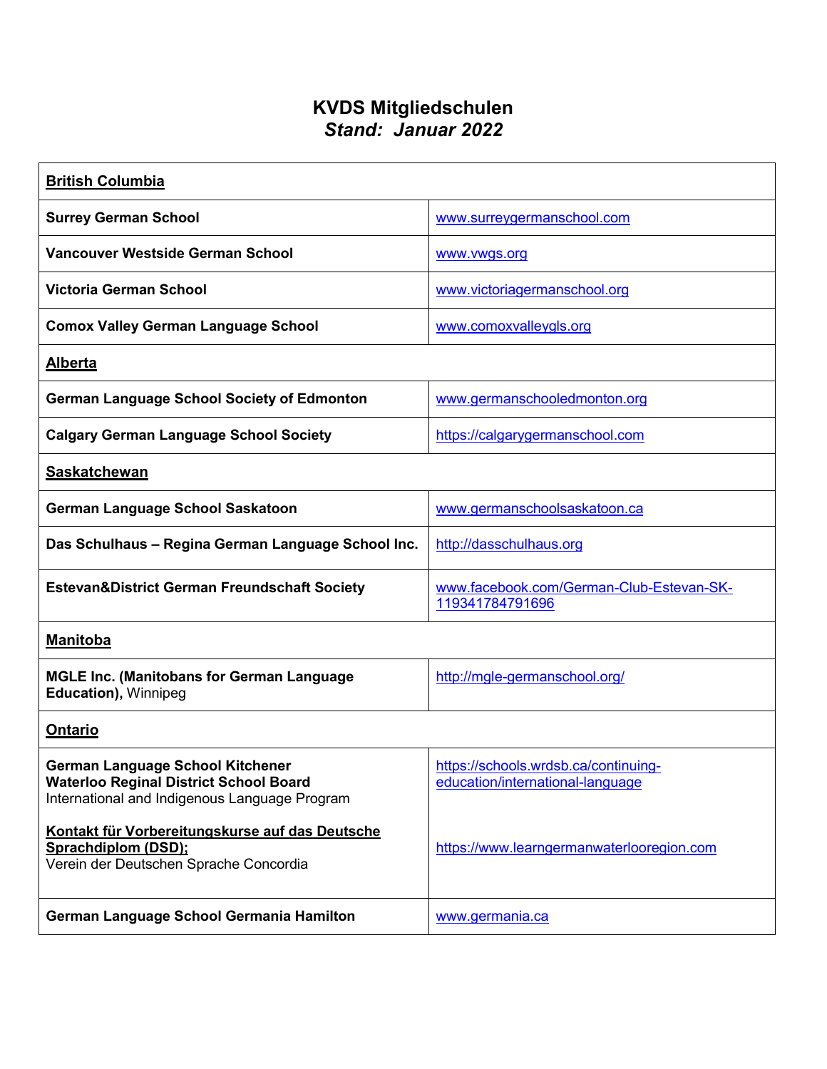# KVDS Mitgliedschulen

## *Stand: Januar 2022*

| **British Columbia** | |
|---|---|
| **Surrey German School** | www.surreygermanschool.com |
| **Vancouver Westside German School** | www.vwgs.org |
| **Victoria German School** | www.victoriagermanschool.org |
| **Comox Valley German Language School** | www.comoxvalleygls.org |
| **Alberta** | |
| **German Language School Society of Edmonton** | www.germanschooledmonton.org |
| **Calgary German Language School Society** | https://calgarygermanschool.com |
| **Saskatchewan** | |
| **German Language School Saskatoon** | www.germanschoolsaskatoon.ca |
| **Das Schulhaus – Regina German Language School Inc.** | http://dasschulhaus.org |
| **Estevan&District German Freundschaft Society** | www.facebook.com/German-Club-Estevan-SK-119341784791696 |
| **Manitoba** | |
| **MGLE Inc. (Manitobans for German Language Education),** Winnipeg | http://mgle-germanschool.org/ |
| **Ontario** | |
| **German Language School Kitchener**<br>**Waterloo Reginal District School Board**<br>International and Indigenous Language Program<br><br>**Kontakt für Vorbereitungskurse auf das Deutsche Sprachdiplom (DSD);**<br>Verein der Deutschen Sprache Concordia | https://schools.wrdsb.ca/continuing-education/international-language<br><br>https://www.learngermanwaterlooregion.com |
| **German Language School Germania Hamilton** | www.germania.ca |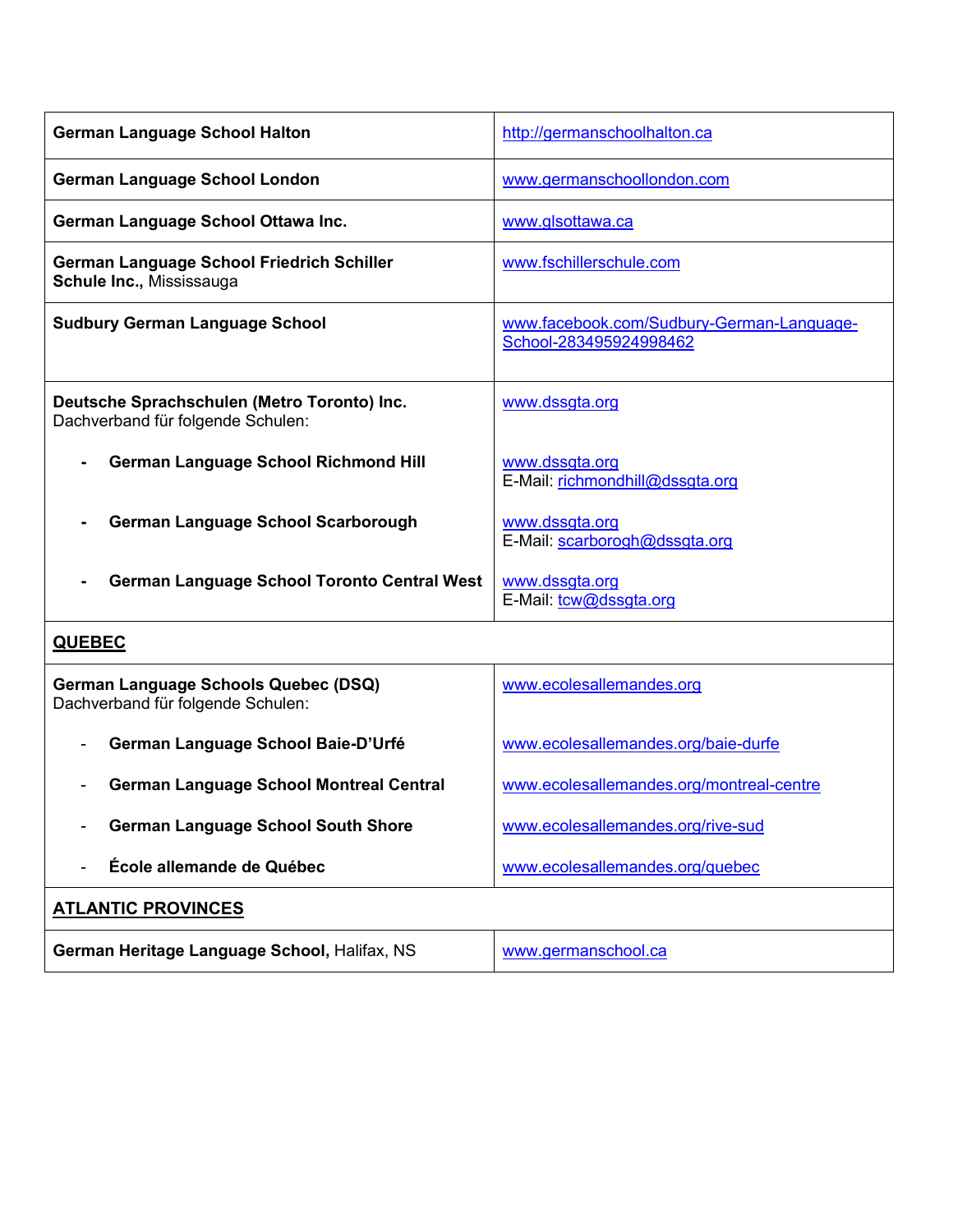| | |
|---|---|
| **German Language School Halton** | http://germanschoolhalton.ca |
| **German Language School London** | www.germanschoollondon.com |
| **German Language School Ottawa Inc.** | www.glsottawa.ca |
| **German Language School Friedrich Schiller Schule Inc.,** Mississauga | www.fschillerschule.com |
| **Sudbury German Language School** | www.facebook.com/Sudbury-German-Language-School-283495924998462 |
| **Deutsche Sprachschulen (Metro Toronto) Inc.** Dachverband für folgende Schulen: | www.dssgta.org |
| - **German Language School Richmond Hill** | www.dssgta.org E-Mail: richmondhill@dssgta.org |
| - **German Language School Scarborough** | www.dssgta.org E-Mail: scarborogh@dssgta.org |
| - **German Language School Toronto Central West** | www.dssgta.org E-Mail: tcw@dssgta.org |
| **QUEBEC** | |
| **German Language Schools Quebec (DSQ)** Dachverband für folgende Schulen: | www.ecolesallemandes.org |
| - **German Language School Baie-D'Urfé** | www.ecolesallemandes.org/baie-durfe |
| - **German Language School Montreal Central** | www.ecolesallemandes.org/montreal-centre |
| - **German Language School South Shore** | www.ecolesallemandes.org/rive-sud |
| - **École allemande de Québec** | www.ecolesallemandes.org/quebec |
| **ATLANTIC PROVINCES** | |
| **German Heritage Language School,** Halifax, NS | www.germanschool.ca |